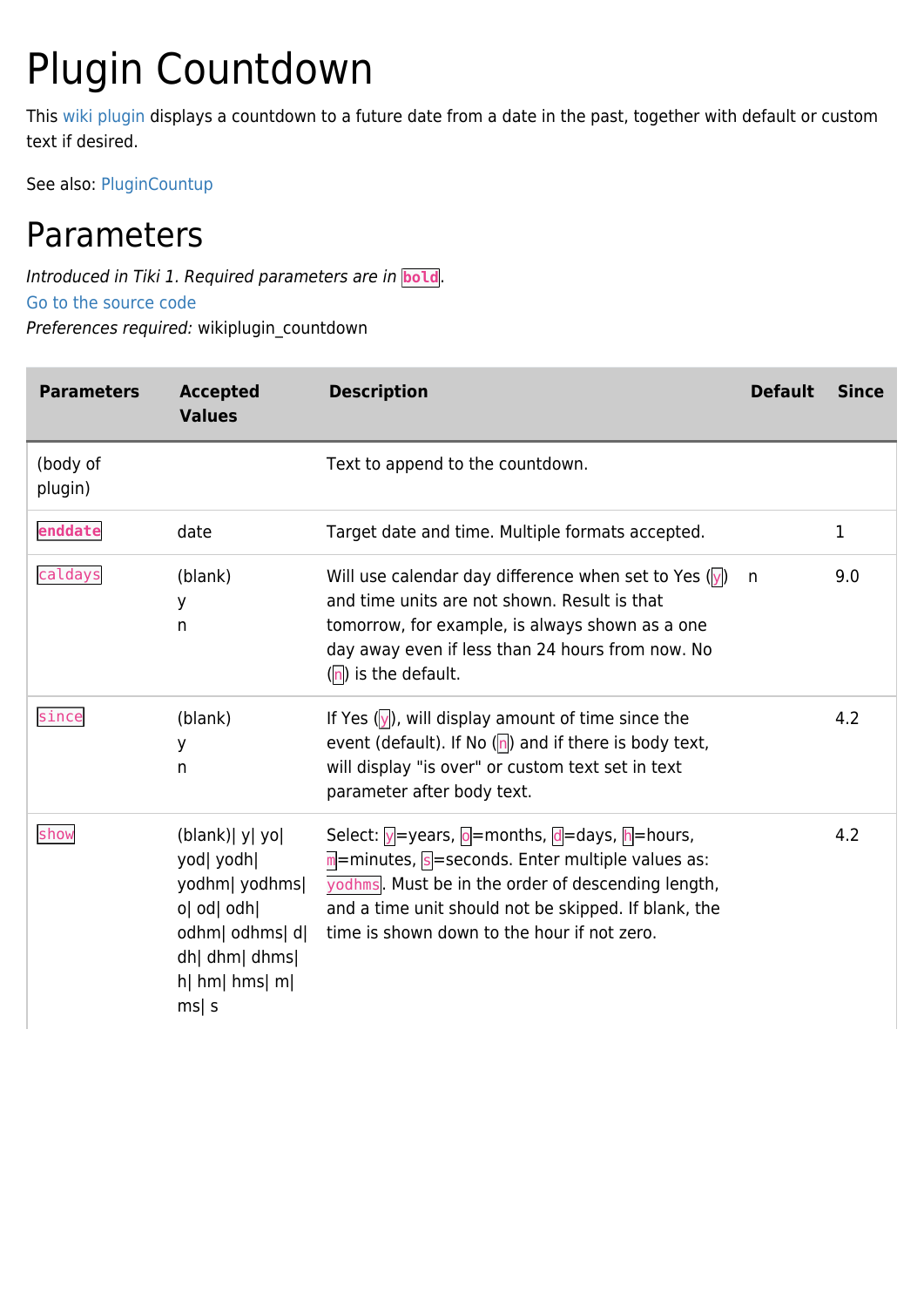# Plugin Countdown

This wiki plugin displays a countdown to a future date from a date in the past, together with default or custom text if desired.

See also: PluginCountup

## Parameters

*Introduced in Tiki 1. Required parameters are in* **`bold`**.
Go to the source code
*Preferences required:* wikiplugin_countdown

| Parameters | Accepted Values | Description | Default | Since |
|---|---|---|---|---|
| (body of plugin) | | Text to append to the countdown. | | |
| **`enddate`** | date | Target date and time. Multiple formats accepted. | | 1 |
| `caldays` | (blank)<br>y<br>n | Will use calendar day difference when set to Yes (`y`) and time units are not shown. Result is that tomorrow, for example, is always shown as a one day away even if less than 24 hours from now. No (`n`) is the default. | n | 9.0 |
| `since` | (blank)<br>y<br>n | If Yes (`y`), will display amount of time since the event (default). If No (`n`) and if there is body text, will display "is over" or custom text set in text parameter after body text. | | 4.2 |
| `show` | (blank)\| y\| yo\| yod\| yodh\| yodhm\| yodhms\| o\| od\| odh\| odhm\| odhms\| d\| dh\| dhm\| dhms\| h\| hm\| hms\| m\| ms\| s | Select: `y`=years, `o`=months, `d`=days, `h`=hours, `m`=minutes, `s`=seconds. Enter multiple values as: `yodhms`. Must be in the order of descending length, and a time unit should not be skipped. If blank, the time is shown down to the hour if not zero. | | 4.2 |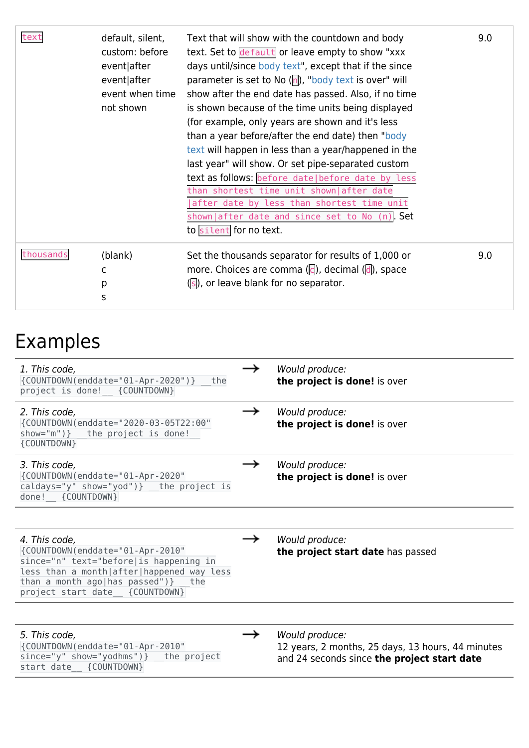| `text` | default, silent, custom: before event\|after event\|after event when time not shown | Text that will show with the countdown and body text. Set to `default` or leave empty to show "xxx days until/since body text", except that if the since parameter is set to No (`n`), "body text is over" will show after the end date has passed. Also, if no time is shown because of the time units being displayed (for example, only years are shown and it's less than a year before/after the end date) then "body text will happen in less than a year/happened in the last year" will show. Or set pipe-separated custom text as follows: `before date\|before date by less than shortest time unit shown\|after date \|after date by less than shortest time unit shown\|after date and since set to No (n)`. Set to `silent` for no text. | 9.0 |
|---|---|---|---|
| `thousands` | (blank)<br>c<br>p<br>s | Set the thousands separator for results of 1,000 or more. Choices are comma (`c`), decimal (`d`), space (`s`), or leave blank for no separator. | 9.0 |

# Examples

| | | |
|---|---|---|
| *1. This code,* `{COUNTDOWN(enddate="01-Apr-2020")} __the project is done!__ {COUNTDOWN}` | → | *Would produce:* **the project is done!** is over |
| *2. This code,* `{COUNTDOWN(enddate="2020-03-05T22:00" show="m")} __the project is done!__ {COUNTDOWN}` | → | *Would produce:* **the project is done!** is over |
| *3. This code,* `{COUNTDOWN(enddate="01-Apr-2020" caldays="y" show="yod")} __the project is done!__ {COUNTDOWN}` | → | *Would produce:* **the project is done!** is over |
| *4. This code,* `{COUNTDOWN(enddate="01-Apr-2010" since="n" text="before\|is happening in less than a month\|after\|happened way less than a month ago\|has passed")} __the project start date__ {COUNTDOWN}` | → | *Would produce:* **the project start date** has passed |
| *5. This code,* `{COUNTDOWN(enddate="01-Apr-2010" since="y" show="yodhms")} __the project start date__ {COUNTDOWN}` | → | *Would produce:* 12 years, 2 months, 25 days, 13 hours, 44 minutes and 24 seconds since **the project start date** |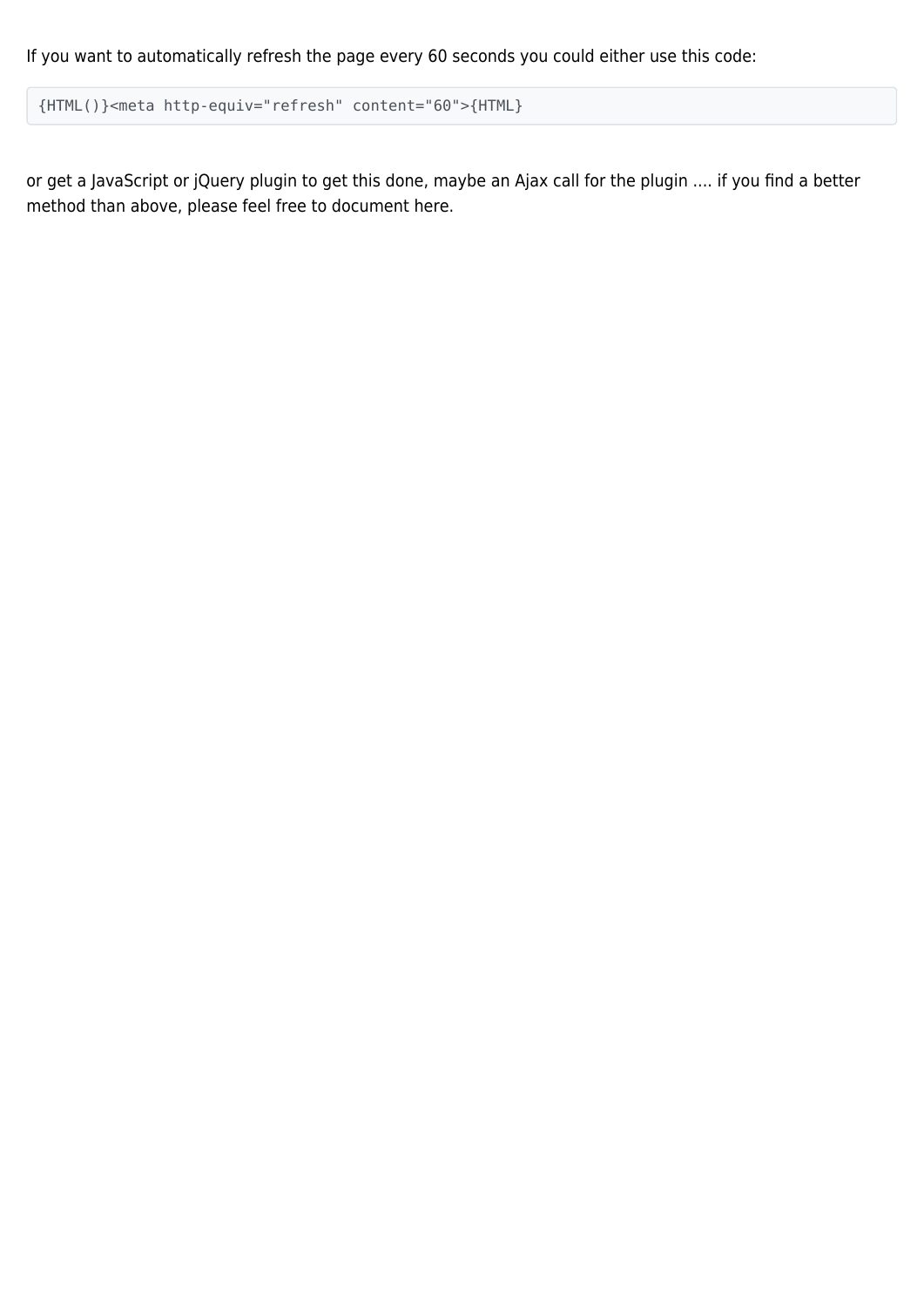If you want to automatically refresh the page every 60 seconds you could either use this code:

```
{HTML()}<meta http-equiv="refresh" content="60">{HTML}
```

or get a JavaScript or jQuery plugin to get this done, maybe an Ajax call for the plugin .... if you find a better method than above, please feel free to document here.